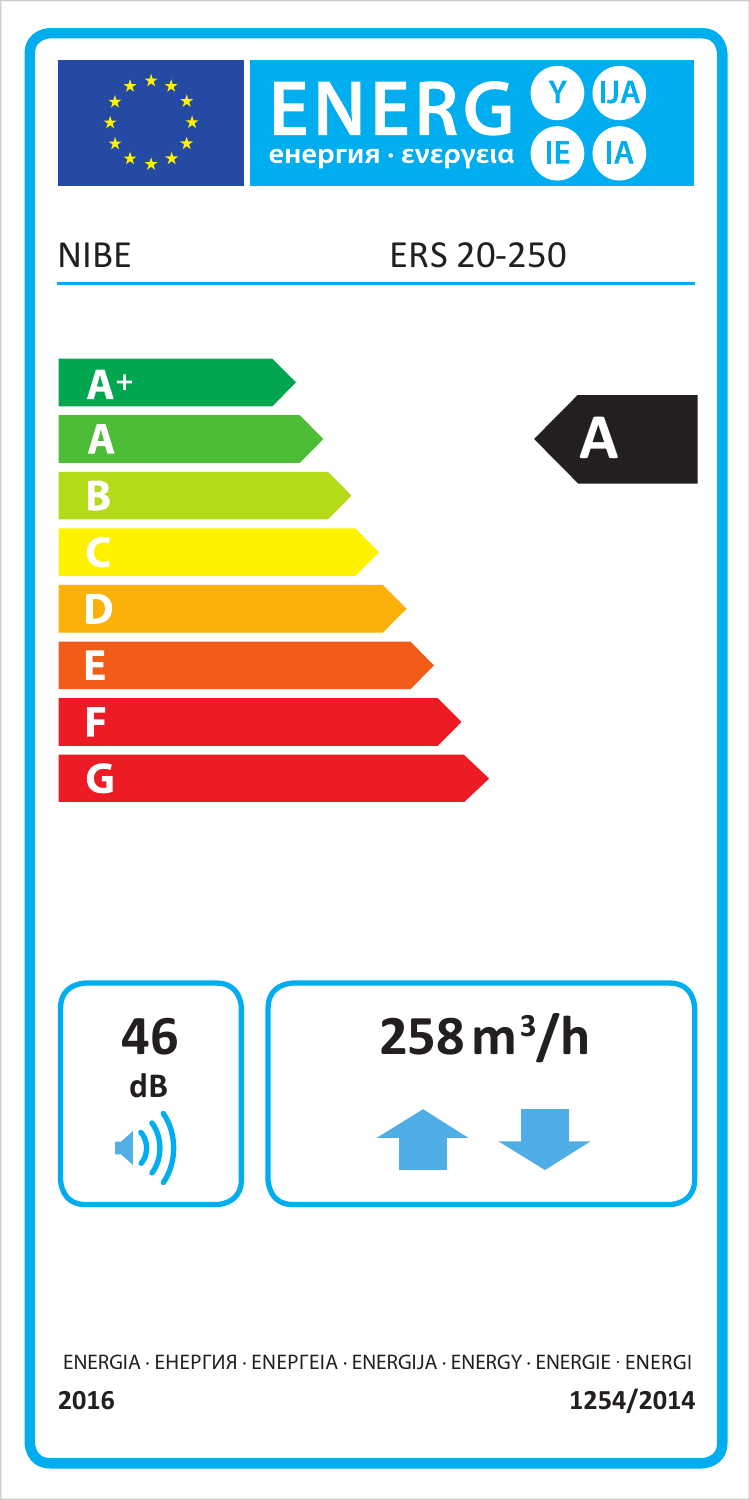# ENERG Y IJA IE IA

енергия · ενεργεια

NIBE ERS 20-250

- A+
- A
- B
- C
- D
- E
- F
- G

**A**

**46** dB

**258 m³/h**

ENERGIA · ЕНЕРГИЯ · ΕΝΕΡΓΕΙΑ · ENERGIJA · ENERGY · ENERGIE · ENERGI

**2016** **1254/2014**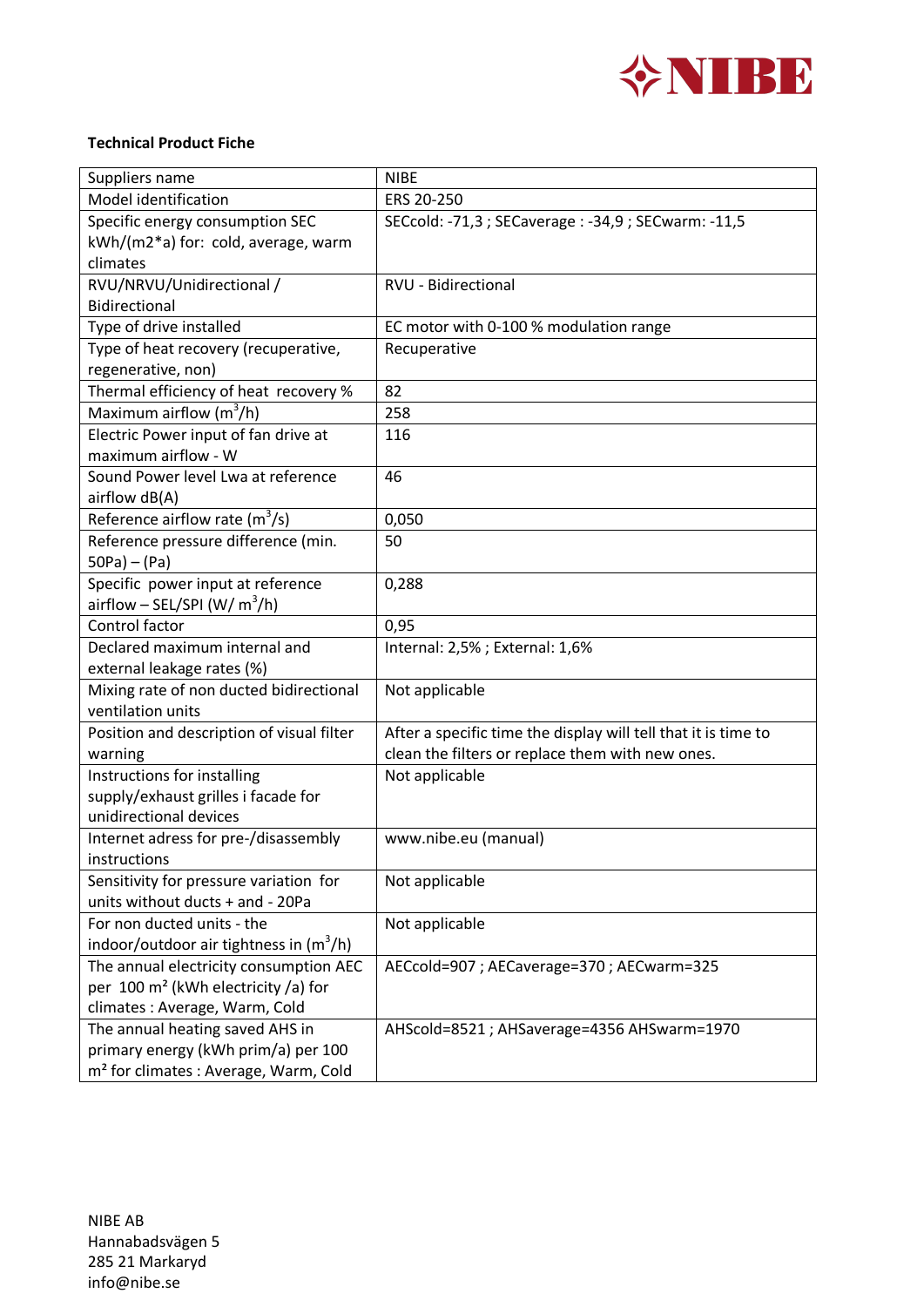**Technical Product Fiche**

| | |
|---|---|
| Suppliers name | NIBE |
| Model identification | ERS 20-250 |
| Specific energy consumption SEC kWh/(m2*a) for: cold, average, warm climates | SECcold: -71,3 ; SECaverage : -34,9 ; SECwarm: -11,5 |
| RVU/NRVU/Unidirectional / Bidirectional | RVU - Bidirectional |
| Type of drive installed | EC motor with 0-100 % modulation range |
| Type of heat recovery (recuperative, regenerative, non) | Recuperative |
| Thermal efficiency of heat recovery % | 82 |
| Maximum airflow ($m^3$/h) | 258 |
| Electric Power input of fan drive at maximum airflow - W | 116 |
| Sound Power level Lwa at reference airflow dB(A) | 46 |
| Reference airflow rate ($m^3$/s) | 0,050 |
| Reference pressure difference (min. 50Pa) – (Pa) | 50 |
| Specific power input at reference airflow – SEL/SPI (W/ $m^3$/h) | 0,288 |
| Control factor | 0,95 |
| Declared maximum internal and external leakage rates (%) | Internal: 2,5% ; External: 1,6% |
| Mixing rate of non ducted bidirectional ventilation units | Not applicable |
| Position and description of visual filter warning | After a specific time the display will tell that it is time to clean the filters or replace them with new ones. |
| Instructions for installing supply/exhaust grilles i facade for unidirectional devices | Not applicable |
| Internet adress for pre-/disassembly instructions | www.nibe.eu (manual) |
| Sensitivity for pressure variation for units without ducts + and - 20Pa | Not applicable |
| For non ducted units - the indoor/outdoor air tightness in ($m^3$/h) | Not applicable |
| The annual electricity consumption AEC per 100 m² (kWh electricity /a) for climates : Average, Warm, Cold | AECcold=907 ; AECaverage=370 ; AECwarm=325 |
| The annual heating saved AHS in primary energy (kWh prim/a) per 100 m² for climates : Average, Warm, Cold | AHScold=8521 ; AHSaverage=4356 AHSwarm=1970 |

NIBE AB
Hannabadsvägen 5
285 21 Markaryd
info@nibe.se